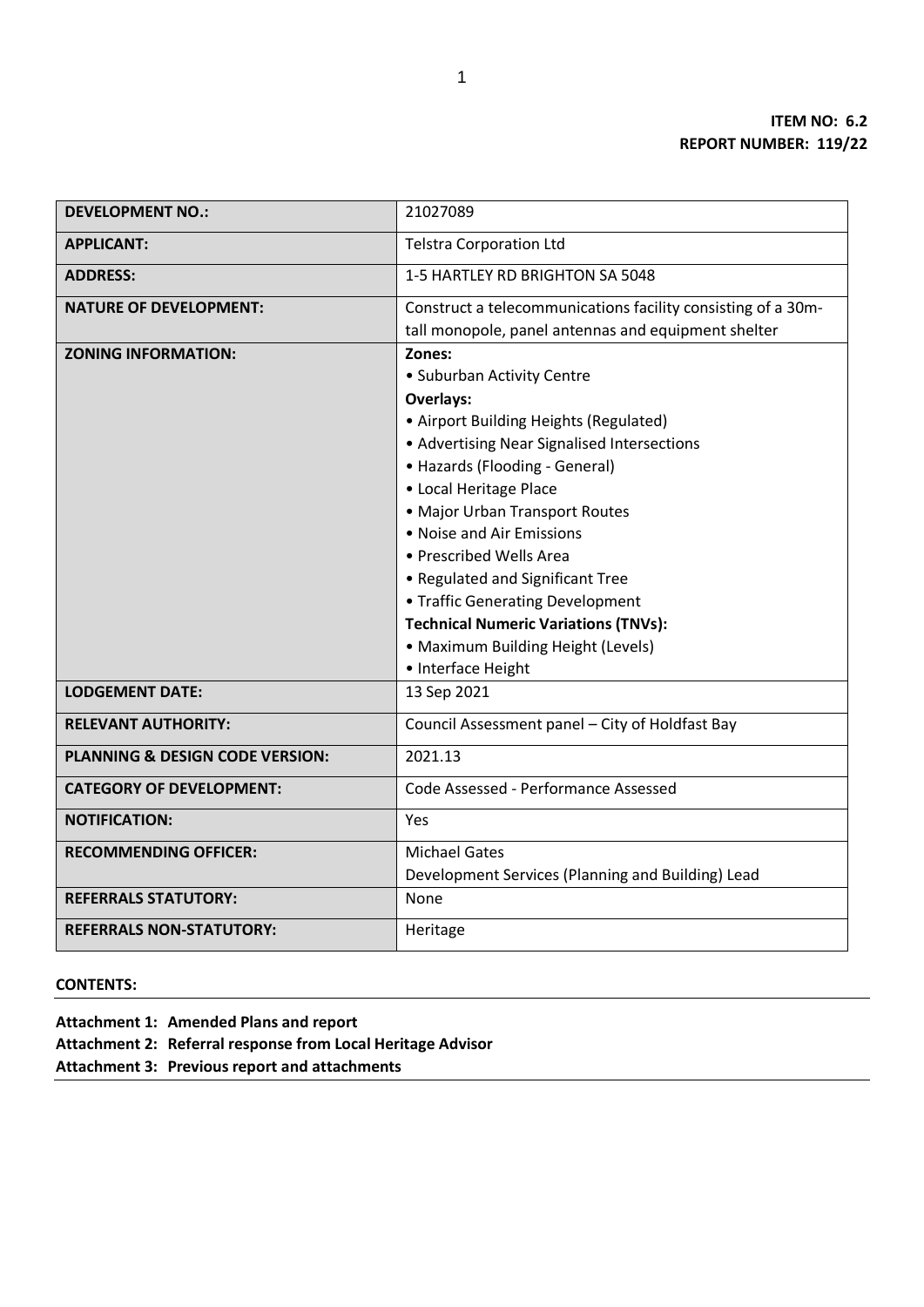**ITEM NO: 6.2**
**REPORT NUMBER: 119/22**

| **DEVELOPMENT NO.:** | 21027089 |
|---|---|
| **APPLICANT:** | Telstra Corporation Ltd |
| **ADDRESS:** | 1-5 HARTLEY RD BRIGHTON SA 5048 |
| **NATURE OF DEVELOPMENT:** | Construct a telecommunications facility consisting of a 30m-tall monopole, panel antennas and equipment shelter |
| **ZONING INFORMATION:** | **Zones:**<br>• Suburban Activity Centre<br>**Overlays:**<br>• Airport Building Heights (Regulated)<br>• Advertising Near Signalised Intersections<br>• Hazards (Flooding - General)<br>• Local Heritage Place<br>• Major Urban Transport Routes<br>• Noise and Air Emissions<br>• Prescribed Wells Area<br>• Regulated and Significant Tree<br>• Traffic Generating Development<br>**Technical Numeric Variations (TNVs):**<br>• Maximum Building Height (Levels)<br>• Interface Height |
| **LODGEMENT DATE:** | 13 Sep 2021 |
| **RELEVANT AUTHORITY:** | Council Assessment panel – City of Holdfast Bay |
| **PLANNING & DESIGN CODE VERSION:** | 2021.13 |
| **CATEGORY OF DEVELOPMENT:** | Code Assessed - Performance Assessed |
| **NOTIFICATION:** | Yes |
| **RECOMMENDING OFFICER:** | Michael Gates<br>Development Services (Planning and Building) Lead |
| **REFERRALS STATUTORY:** | None |
| **REFERRALS NON-STATUTORY:** | Heritage |

**CONTENTS:**

**Attachment 1: Amended Plans and report**
**Attachment 2: Referral response from Local Heritage Advisor**
**Attachment 3: Previous report and attachments**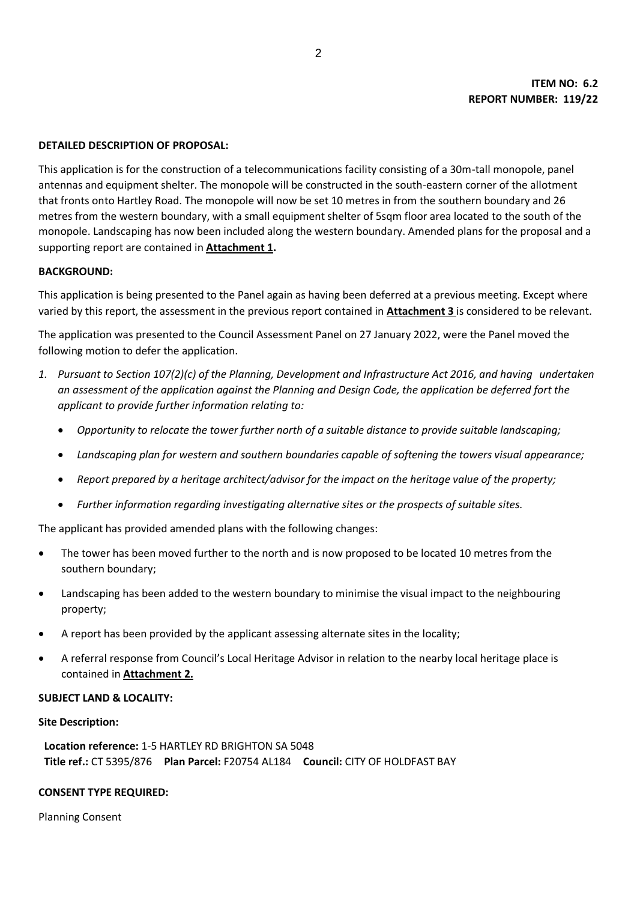**ITEM NO: 6.2**
**REPORT NUMBER: 119/22**

**DETAILED DESCRIPTION OF PROPOSAL:**

This application is for the construction of a telecommunications facility consisting of a 30m-tall monopole, panel antennas and equipment shelter. The monopole will be constructed in the south-eastern corner of the allotment that fronts onto Hartley Road. The monopole will now be set 10 metres in from the southern boundary and 26 metres from the western boundary, with a small equipment shelter of 5sqm floor area located to the south of the monopole. Landscaping has now been included along the western boundary. Amended plans for the proposal and a supporting report are contained in **Attachment 1.**

**BACKGROUND:**

This application is being presented to the Panel again as having been deferred at a previous meeting. Except where varied by this report, the assessment in the previous report contained in **Attachment 3** is considered to be relevant.

The application was presented to the Council Assessment Panel on 27 January 2022, were the Panel moved the following motion to defer the application.

1. *Pursuant to Section 107(2)(c) of the Planning, Development and Infrastructure Act 2016, and having undertaken an assessment of the application against the Planning and Design Code, the application be deferred fort the applicant to provide further information relating to:*
   - *Opportunity to relocate the tower further north of a suitable distance to provide suitable landscaping;*
   - *Landscaping plan for western and southern boundaries capable of softening the towers visual appearance;*
   - *Report prepared by a heritage architect/advisor for the impact on the heritage value of the property;*
   - *Further information regarding investigating alternative sites or the prospects of suitable sites.*

The applicant has provided amended plans with the following changes:

- The tower has been moved further to the north and is now proposed to be located 10 metres from the southern boundary;
- Landscaping has been added to the western boundary to minimise the visual impact to the neighbouring property;
- A report has been provided by the applicant assessing alternate sites in the locality;
- A referral response from Council's Local Heritage Advisor in relation to the nearby local heritage place is contained in **Attachment 2.**

**SUBJECT LAND & LOCALITY:**

**Site Description:**

**Location reference:** 1-5 HARTLEY RD BRIGHTON SA 5048
**Title ref.:** CT 5395/876 **Plan Parcel:** F20754 AL184 **Council:** CITY OF HOLDFAST BAY

**CONSENT TYPE REQUIRED:**

Planning Consent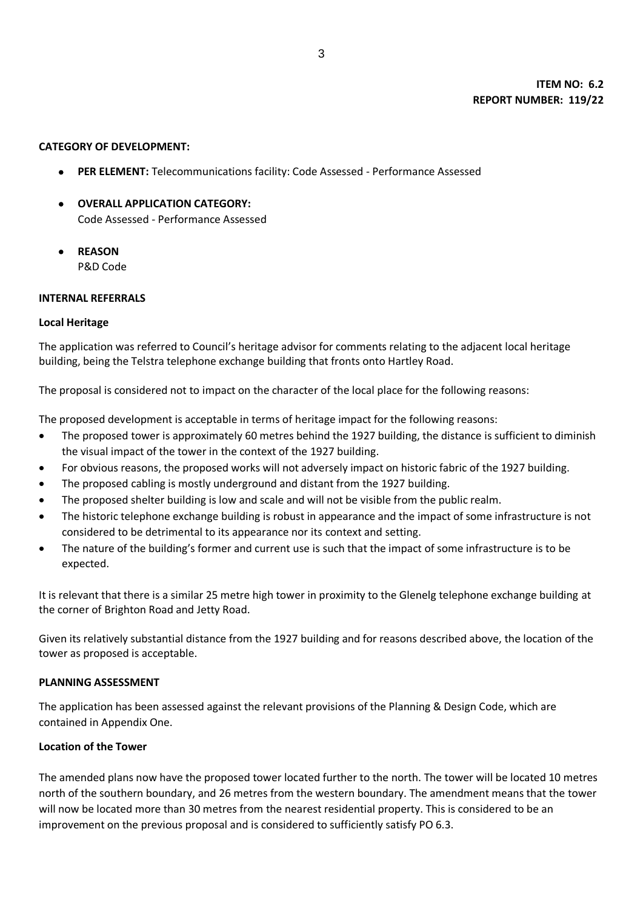**ITEM NO: 6.2**
**REPORT NUMBER: 119/22**

**CATEGORY OF DEVELOPMENT:**

- **PER ELEMENT:** Telecommunications facility: Code Assessed - Performance Assessed
- **OVERALL APPLICATION CATEGORY:**
  Code Assessed - Performance Assessed
- **REASON**
  P&D Code

**INTERNAL REFERRALS**

**Local Heritage**

The application was referred to Council's heritage advisor for comments relating to the adjacent local heritage building, being the Telstra telephone exchange building that fronts onto Hartley Road.

The proposal is considered not to impact on the character of the local place for the following reasons:

The proposed development is acceptable in terms of heritage impact for the following reasons:

- The proposed tower is approximately 60 metres behind the 1927 building, the distance is sufficient to diminish the visual impact of the tower in the context of the 1927 building.
- For obvious reasons, the proposed works will not adversely impact on historic fabric of the 1927 building.
- The proposed cabling is mostly underground and distant from the 1927 building.
- The proposed shelter building is low and scale and will not be visible from the public realm.
- The historic telephone exchange building is robust in appearance and the impact of some infrastructure is not considered to be detrimental to its appearance nor its context and setting.
- The nature of the building's former and current use is such that the impact of some infrastructure is to be expected.

It is relevant that there is a similar 25 metre high tower in proximity to the Glenelg telephone exchange building at the corner of Brighton Road and Jetty Road.

Given its relatively substantial distance from the 1927 building and for reasons described above, the location of the tower as proposed is acceptable.

**PLANNING ASSESSMENT**

The application has been assessed against the relevant provisions of the Planning & Design Code, which are contained in Appendix One.

**Location of the Tower**

The amended plans now have the proposed tower located further to the north. The tower will be located 10 metres north of the southern boundary, and 26 metres from the western boundary. The amendment means that the tower will now be located more than 30 metres from the nearest residential property. This is considered to be an improvement on the previous proposal and is considered to sufficiently satisfy PO 6.3.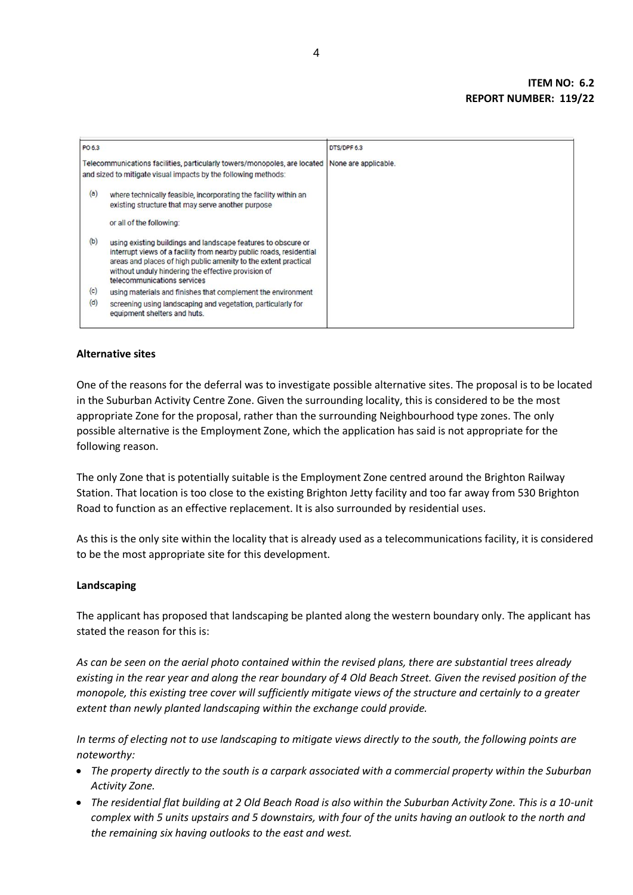**ITEM NO: 6.2**
**REPORT NUMBER: 119/22**

| PO 6.3 | DTS/DPF 6.3 |
| --- | --- |
| Telecommunications facilities, particularly towers/monopoles, are located and sized to mitigate visual impacts by the following methods:<br><br>(a) where technically feasible, incorporating the facility within an existing structure that may serve another purpose<br><br>or all of the following:<br><br>(b) using existing buildings and landscape features to obscure or interrupt views of a facility from nearby public roads, residential areas and places of high public amenity to the extent practical without unduly hindering the effective provision of telecommunications services<br>(c) using materials and finishes that complement the environment<br>(d) screening using landscaping and vegetation, particularly for equipment shelters and huts. | None are applicable. |

**Alternative sites**

One of the reasons for the deferral was to investigate possible alternative sites. The proposal is to be located in the Suburban Activity Centre Zone. Given the surrounding locality, this is considered to be the most appropriate Zone for the proposal, rather than the surrounding Neighbourhood type zones. The only possible alternative is the Employment Zone, which the application has said is not appropriate for the following reason.

The only Zone that is potentially suitable is the Employment Zone centred around the Brighton Railway Station. That location is too close to the existing Brighton Jetty facility and too far away from 530 Brighton Road to function as an effective replacement. It is also surrounded by residential uses.

As this is the only site within the locality that is already used as a telecommunications facility, it is considered to be the most appropriate site for this development.

**Landscaping**

The applicant has proposed that landscaping be planted along the western boundary only. The applicant has stated the reason for this is:

*As can be seen on the aerial photo contained within the revised plans, there are substantial trees already existing in the rear year and along the rear boundary of 4 Old Beach Street. Given the revised position of the monopole, this existing tree cover will sufficiently mitigate views of the structure and certainly to a greater extent than newly planted landscaping within the exchange could provide.*

*In terms of electing not to use landscaping to mitigate views directly to the south, the following points are noteworthy:*

- *The property directly to the south is a carpark associated with a commercial property within the Suburban Activity Zone.*
- *The residential flat building at 2 Old Beach Road is also within the Suburban Activity Zone. This is a 10-unit complex with 5 units upstairs and 5 downstairs, with four of the units having an outlook to the north and the remaining six having outlooks to the east and west.*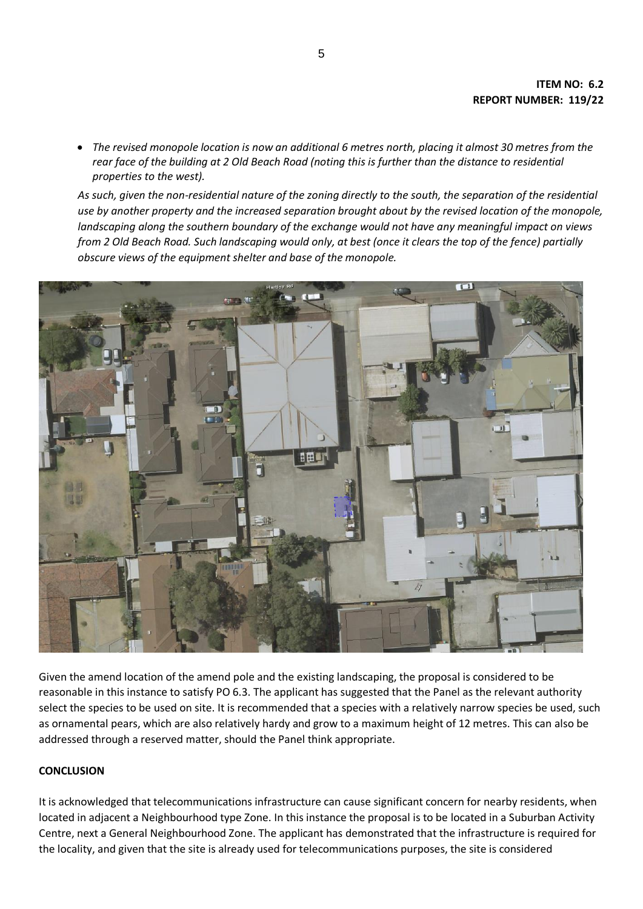**ITEM NO: 6.2**
**REPORT NUMBER: 119/22**

- *The revised monopole location is now an additional 6 metres north, placing it almost 30 metres from the rear face of the building at 2 Old Beach Road (noting this is further than the distance to residential properties to the west).*

*As such, given the non-residential nature of the zoning directly to the south, the separation of the residential use by another property and the increased separation brought about by the revised location of the monopole, landscaping along the southern boundary of the exchange would not have any meaningful impact on views from 2 Old Beach Road. Such landscaping would only, at best (once it clears the top of the fence) partially obscure views of the equipment shelter and base of the monopole.*

Given the amend location of the amend pole and the existing landscaping, the proposal is considered to be reasonable in this instance to satisfy PO 6.3. The applicant has suggested that the Panel as the relevant authority select the species to be used on site. It is recommended that a species with a relatively narrow species be used, such as ornamental pears, which are also relatively hardy and grow to a maximum height of 12 metres. This can also be addressed through a reserved matter, should the Panel think appropriate.

**CONCLUSION**

It is acknowledged that telecommunications infrastructure can cause significant concern for nearby residents, when located in adjacent a Neighbourhood type Zone. In this instance the proposal is to be located in a Suburban Activity Centre, next a General Neighbourhood Zone. The applicant has demonstrated that the infrastructure is required for the locality, and given that the site is already used for telecommunications purposes, the site is considered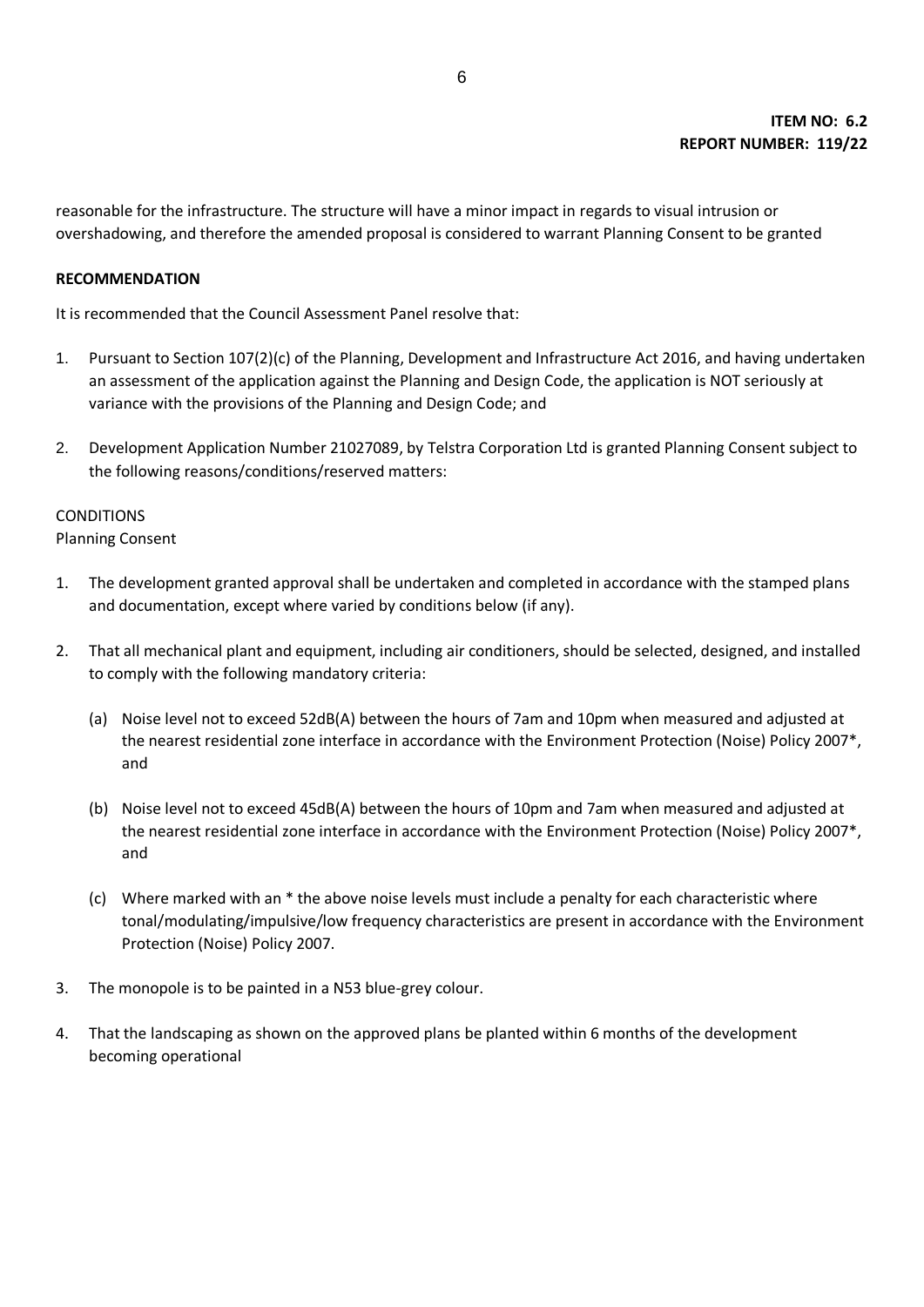**ITEM NO: 6.2**
**REPORT NUMBER: 119/22**

reasonable for the infrastructure. The structure will have a minor impact in regards to visual intrusion or overshadowing, and therefore the amended proposal is considered to warrant Planning Consent to be granted

**RECOMMENDATION**

It is recommended that the Council Assessment Panel resolve that:

1. Pursuant to Section 107(2)(c) of the Planning, Development and Infrastructure Act 2016, and having undertaken an assessment of the application against the Planning and Design Code, the application is NOT seriously at variance with the provisions of the Planning and Design Code; and

2. Development Application Number 21027089, by Telstra Corporation Ltd is granted Planning Consent subject to the following reasons/conditions/reserved matters:

CONDITIONS
Planning Consent

1. The development granted approval shall be undertaken and completed in accordance with the stamped plans and documentation, except where varied by conditions below (if any).

2. That all mechanical plant and equipment, including air conditioners, should be selected, designed, and installed to comply with the following mandatory criteria:

   (a) Noise level not to exceed 52dB(A) between the hours of 7am and 10pm when measured and adjusted at the nearest residential zone interface in accordance with the Environment Protection (Noise) Policy 2007*, and

   (b) Noise level not to exceed 45dB(A) between the hours of 10pm and 7am when measured and adjusted at the nearest residential zone interface in accordance with the Environment Protection (Noise) Policy 2007*, and

   (c) Where marked with an * the above noise levels must include a penalty for each characteristic where tonal/modulating/impulsive/low frequency characteristics are present in accordance with the Environment Protection (Noise) Policy 2007.

3. The monopole is to be painted in a N53 blue-grey colour.

4. That the landscaping as shown on the approved plans be planted within 6 months of the development becoming operational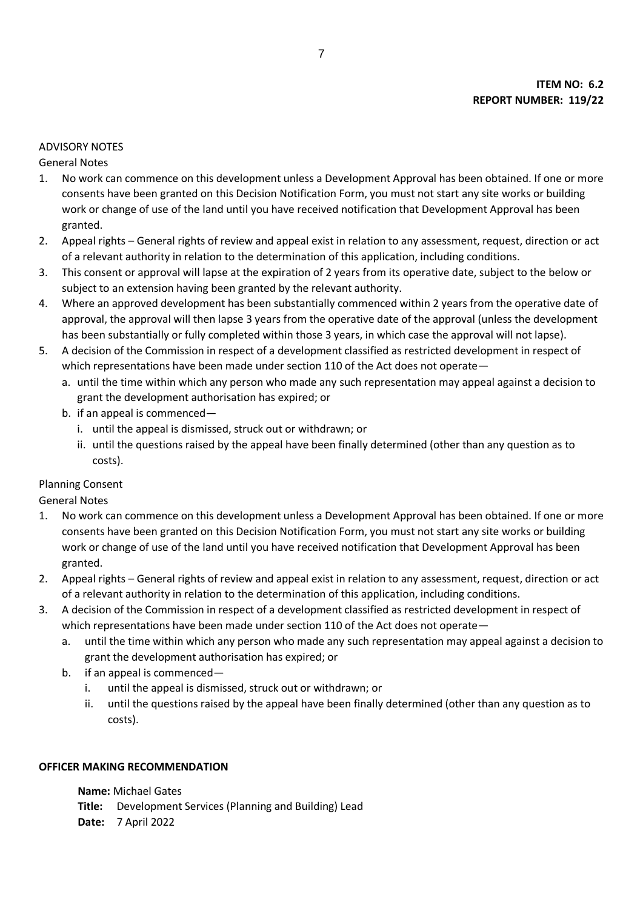**ITEM NO: 6.2**
**REPORT NUMBER: 119/22**

ADVISORY NOTES

General Notes

1. No work can commence on this development unless a Development Approval has been obtained. If one or more consents have been granted on this Decision Notification Form, you must not start any site works or building work or change of use of the land until you have received notification that Development Approval has been granted.
2. Appeal rights – General rights of review and appeal exist in relation to any assessment, request, direction or act of a relevant authority in relation to the determination of this application, including conditions.
3. This consent or approval will lapse at the expiration of 2 years from its operative date, subject to the below or subject to an extension having been granted by the relevant authority.
4. Where an approved development has been substantially commenced within 2 years from the operative date of approval, the approval will then lapse 3 years from the operative date of the approval (unless the development has been substantially or fully completed within those 3 years, in which case the approval will not lapse).
5. A decision of the Commission in respect of a development classified as restricted development in respect of which representations have been made under section 110 of the Act does not operate—
   a. until the time within which any person who made any such representation may appeal against a decision to grant the development authorisation has expired; or
   b. if an appeal is commenced—
      i. until the appeal is dismissed, struck out or withdrawn; or
      ii. until the questions raised by the appeal have been finally determined (other than any question as to costs).

Planning Consent

General Notes

1. No work can commence on this development unless a Development Approval has been obtained. If one or more consents have been granted on this Decision Notification Form, you must not start any site works or building work or change of use of the land until you have received notification that Development Approval has been granted.
2. Appeal rights – General rights of review and appeal exist in relation to any assessment, request, direction or act of a relevant authority in relation to the determination of this application, including conditions.
3. A decision of the Commission in respect of a development classified as restricted development in respect of which representations have been made under section 110 of the Act does not operate—
   a. until the time within which any person who made any such representation may appeal against a decision to grant the development authorisation has expired; or
   b. if an appeal is commenced—
      i. until the appeal is dismissed, struck out or withdrawn; or
      ii. until the questions raised by the appeal have been finally determined (other than any question as to costs).

**OFFICER MAKING RECOMMENDATION**

**Name:** Michael Gates
**Title:** Development Services (Planning and Building) Lead
**Date:** 7 April 2022